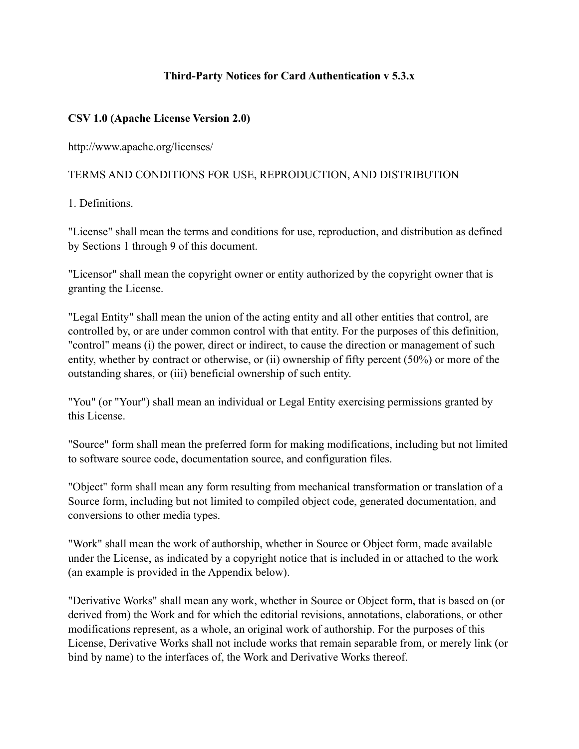# Third-Party Notices for Card Authentication v 5.3.x

## CSV 1.0 (Apache License Version 2.0)

http://www.apache.org/licenses/

TERMS AND CONDITIONS FOR USE, REPRODUCTION, AND DISTRIBUTION

1. Definitions.

"License" shall mean the terms and conditions for use, reproduction, and distribution as defined by Sections 1 through 9 of this document.

"Licensor" shall mean the copyright owner or entity authorized by the copyright owner that is granting the License.

"Legal Entity" shall mean the union of the acting entity and all other entities that control, are controlled by, or are under common control with that entity. For the purposes of this definition, "control" means (i) the power, direct or indirect, to cause the direction or management of such entity, whether by contract or otherwise, or (ii) ownership of fifty percent (50%) or more of the outstanding shares, or (iii) beneficial ownership of such entity.

"You" (or "Your") shall mean an individual or Legal Entity exercising permissions granted by this License.

"Source" form shall mean the preferred form for making modifications, including but not limited to software source code, documentation source, and configuration files.

"Object" form shall mean any form resulting from mechanical transformation or translation of a Source form, including but not limited to compiled object code, generated documentation, and conversions to other media types.

"Work" shall mean the work of authorship, whether in Source or Object form, made available under the License, as indicated by a copyright notice that is included in or attached to the work (an example is provided in the Appendix below).

"Derivative Works" shall mean any work, whether in Source or Object form, that is based on (or derived from) the Work and for which the editorial revisions, annotations, elaborations, or other modifications represent, as a whole, an original work of authorship. For the purposes of this License, Derivative Works shall not include works that remain separable from, or merely link (or bind by name) to the interfaces of, the Work and Derivative Works thereof.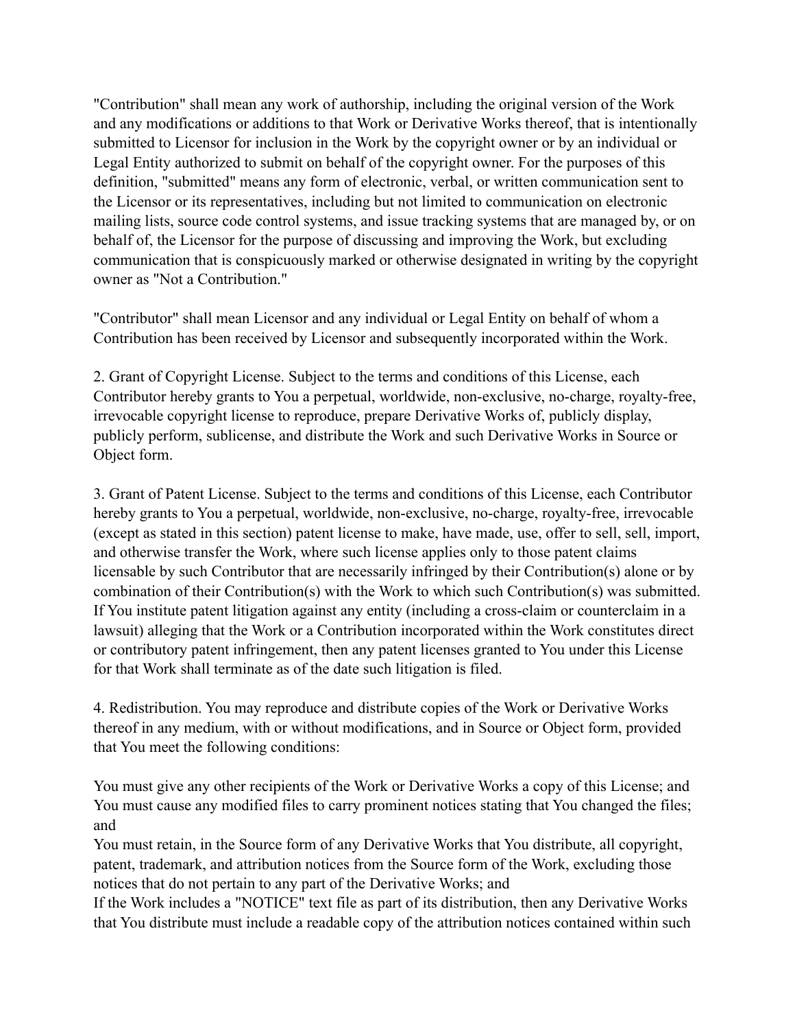"Contribution" shall mean any work of authorship, including the original version of the Work and any modifications or additions to that Work or Derivative Works thereof, that is intentionally submitted to Licensor for inclusion in the Work by the copyright owner or by an individual or Legal Entity authorized to submit on behalf of the copyright owner. For the purposes of this definition, "submitted" means any form of electronic, verbal, or written communication sent to the Licensor or its representatives, including but not limited to communication on electronic mailing lists, source code control systems, and issue tracking systems that are managed by, or on behalf of, the Licensor for the purpose of discussing and improving the Work, but excluding communication that is conspicuously marked or otherwise designated in writing by the copyright owner as "Not a Contribution."

"Contributor" shall mean Licensor and any individual or Legal Entity on behalf of whom a Contribution has been received by Licensor and subsequently incorporated within the Work.

2. Grant of Copyright License. Subject to the terms and conditions of this License, each Contributor hereby grants to You a perpetual, worldwide, non-exclusive, no-charge, royalty-free, irrevocable copyright license to reproduce, prepare Derivative Works of, publicly display, publicly perform, sublicense, and distribute the Work and such Derivative Works in Source or Object form.

3. Grant of Patent License. Subject to the terms and conditions of this License, each Contributor hereby grants to You a perpetual, worldwide, non-exclusive, no-charge, royalty-free, irrevocable (except as stated in this section) patent license to make, have made, use, offer to sell, sell, import, and otherwise transfer the Work, where such license applies only to those patent claims licensable by such Contributor that are necessarily infringed by their Contribution(s) alone or by combination of their Contribution(s) with the Work to which such Contribution(s) was submitted. If You institute patent litigation against any entity (including a cross-claim or counterclaim in a lawsuit) alleging that the Work or a Contribution incorporated within the Work constitutes direct or contributory patent infringement, then any patent licenses granted to You under this License for that Work shall terminate as of the date such litigation is filed.

4. Redistribution. You may reproduce and distribute copies of the Work or Derivative Works thereof in any medium, with or without modifications, and in Source or Object form, provided that You meet the following conditions:

You must give any other recipients of the Work or Derivative Works a copy of this License; and
You must cause any modified files to carry prominent notices stating that You changed the files; and
You must retain, in the Source form of any Derivative Works that You distribute, all copyright, patent, trademark, and attribution notices from the Source form of the Work, excluding those notices that do not pertain to any part of the Derivative Works; and
If the Work includes a "NOTICE" text file as part of its distribution, then any Derivative Works that You distribute must include a readable copy of the attribution notices contained within such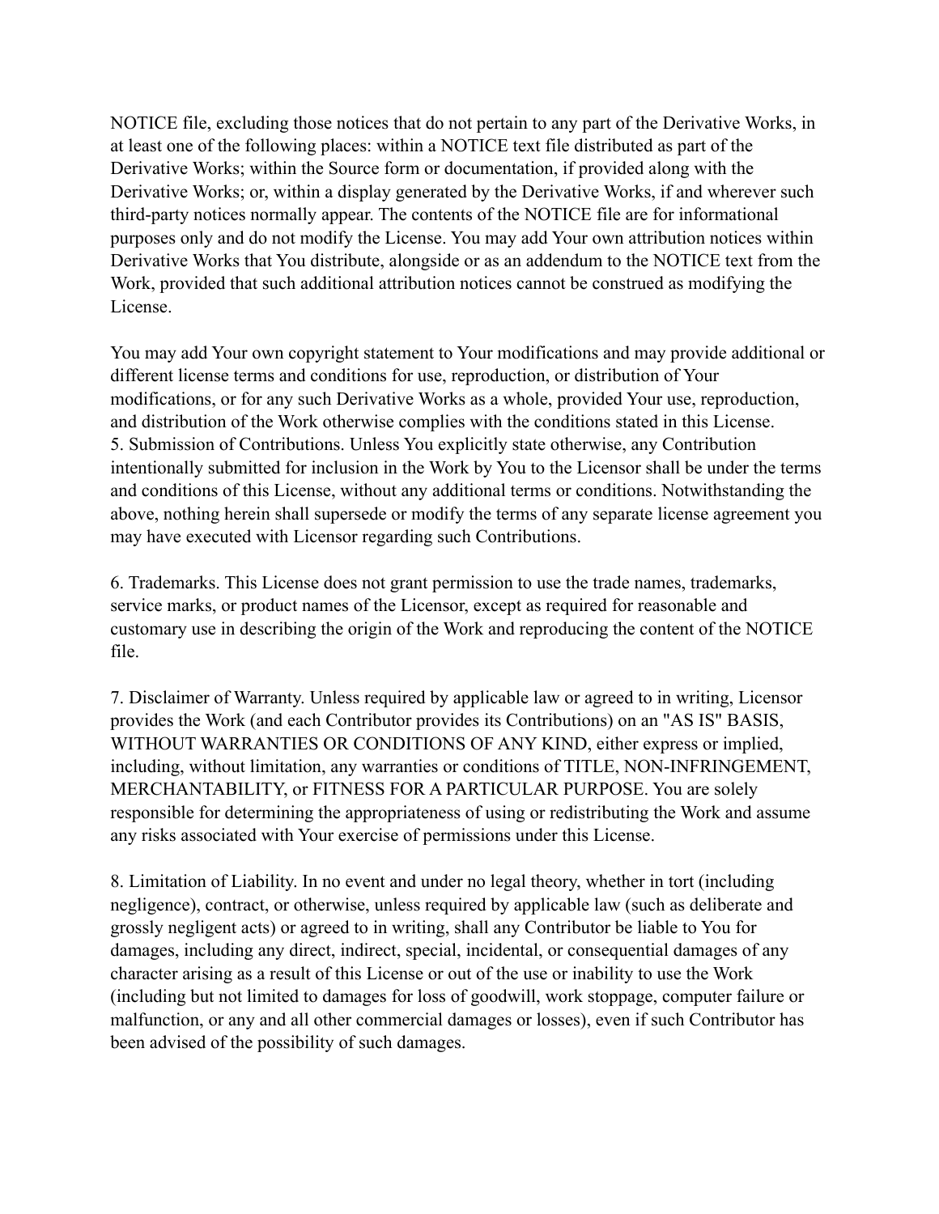NOTICE file, excluding those notices that do not pertain to any part of the Derivative Works, in at least one of the following places: within a NOTICE text file distributed as part of the Derivative Works; within the Source form or documentation, if provided along with the Derivative Works; or, within a display generated by the Derivative Works, if and wherever such third-party notices normally appear. The contents of the NOTICE file are for informational purposes only and do not modify the License. You may add Your own attribution notices within Derivative Works that You distribute, alongside or as an addendum to the NOTICE text from the Work, provided that such additional attribution notices cannot be construed as modifying the License.

You may add Your own copyright statement to Your modifications and may provide additional or different license terms and conditions for use, reproduction, or distribution of Your modifications, or for any such Derivative Works as a whole, provided Your use, reproduction, and distribution of the Work otherwise complies with the conditions stated in this License.

5. Submission of Contributions. Unless You explicitly state otherwise, any Contribution intentionally submitted for inclusion in the Work by You to the Licensor shall be under the terms and conditions of this License, without any additional terms or conditions. Notwithstanding the above, nothing herein shall supersede or modify the terms of any separate license agreement you may have executed with Licensor regarding such Contributions.

6. Trademarks. This License does not grant permission to use the trade names, trademarks, service marks, or product names of the Licensor, except as required for reasonable and customary use in describing the origin of the Work and reproducing the content of the NOTICE file.

7. Disclaimer of Warranty. Unless required by applicable law or agreed to in writing, Licensor provides the Work (and each Contributor provides its Contributions) on an "AS IS" BASIS, WITHOUT WARRANTIES OR CONDITIONS OF ANY KIND, either express or implied, including, without limitation, any warranties or conditions of TITLE, NON-INFRINGEMENT, MERCHANTABILITY, or FITNESS FOR A PARTICULAR PURPOSE. You are solely responsible for determining the appropriateness of using or redistributing the Work and assume any risks associated with Your exercise of permissions under this License.

8. Limitation of Liability. In no event and under no legal theory, whether in tort (including negligence), contract, or otherwise, unless required by applicable law (such as deliberate and grossly negligent acts) or agreed to in writing, shall any Contributor be liable to You for damages, including any direct, indirect, special, incidental, or consequential damages of any character arising as a result of this License or out of the use or inability to use the Work (including but not limited to damages for loss of goodwill, work stoppage, computer failure or malfunction, or any and all other commercial damages or losses), even if such Contributor has been advised of the possibility of such damages.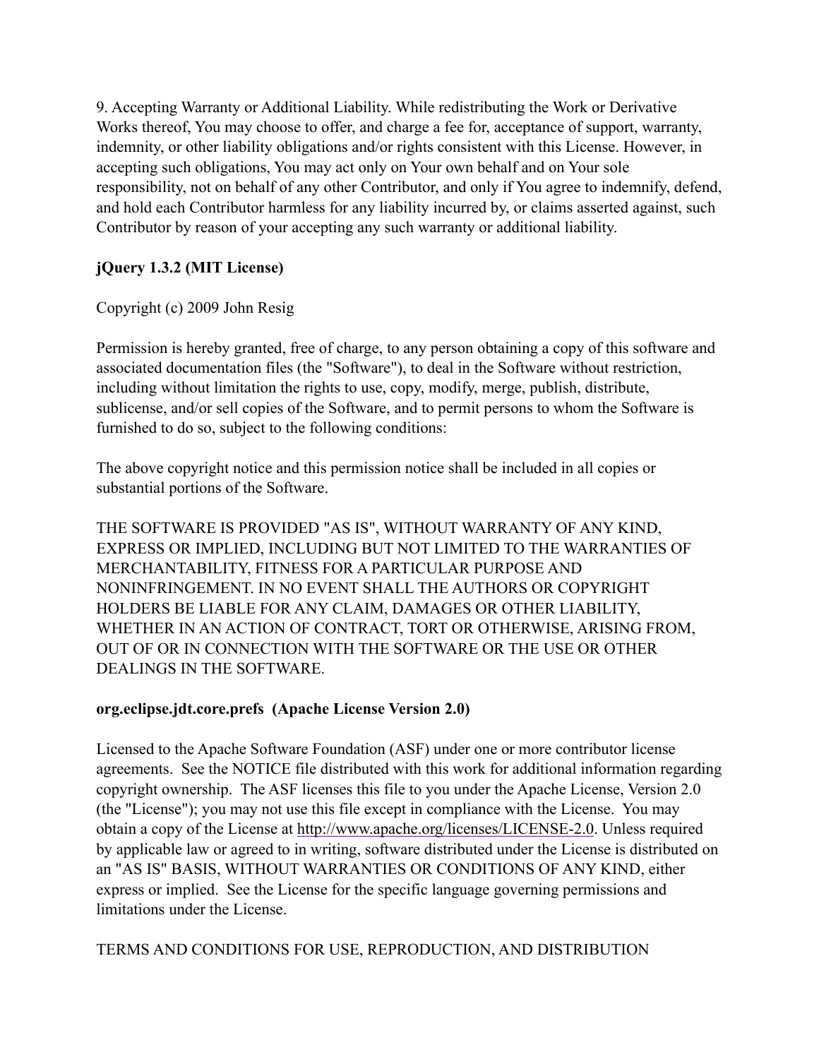9. Accepting Warranty or Additional Liability. While redistributing the Work or Derivative Works thereof, You may choose to offer, and charge a fee for, acceptance of support, warranty, indemnity, or other liability obligations and/or rights consistent with this License. However, in accepting such obligations, You may act only on Your own behalf and on Your sole responsibility, not on behalf of any other Contributor, and only if You agree to indemnify, defend, and hold each Contributor harmless for any liability incurred by, or claims asserted against, such Contributor by reason of your accepting any such warranty or additional liability.

**jQuery 1.3.2 (MIT License)**

Copyright (c) 2009 John Resig

Permission is hereby granted, free of charge, to any person obtaining a copy of this software and associated documentation files (the "Software"), to deal in the Software without restriction, including without limitation the rights to use, copy, modify, merge, publish, distribute, sublicense, and/or sell copies of the Software, and to permit persons to whom the Software is furnished to do so, subject to the following conditions:

The above copyright notice and this permission notice shall be included in all copies or substantial portions of the Software.

THE SOFTWARE IS PROVIDED "AS IS", WITHOUT WARRANTY OF ANY KIND, EXPRESS OR IMPLIED, INCLUDING BUT NOT LIMITED TO THE WARRANTIES OF MERCHANTABILITY, FITNESS FOR A PARTICULAR PURPOSE AND NONINFRINGEMENT. IN NO EVENT SHALL THE AUTHORS OR COPYRIGHT HOLDERS BE LIABLE FOR ANY CLAIM, DAMAGES OR OTHER LIABILITY, WHETHER IN AN ACTION OF CONTRACT, TORT OR OTHERWISE, ARISING FROM, OUT OF OR IN CONNECTION WITH THE SOFTWARE OR THE USE OR OTHER DEALINGS IN THE SOFTWARE.

**org.eclipse.jdt.core.prefs (Apache License Version 2.0)**

Licensed to the Apache Software Foundation (ASF) under one or more contributor license agreements. See the NOTICE file distributed with this work for additional information regarding copyright ownership. The ASF licenses this file to you under the Apache License, Version 2.0 (the "License"); you may not use this file except in compliance with the License. You may obtain a copy of the License at http://www.apache.org/licenses/LICENSE-2.0. Unless required by applicable law or agreed to in writing, software distributed under the License is distributed on an "AS IS" BASIS, WITHOUT WARRANTIES OR CONDITIONS OF ANY KIND, either express or implied. See the License for the specific language governing permissions and limitations under the License.

TERMS AND CONDITIONS FOR USE, REPRODUCTION, AND DISTRIBUTION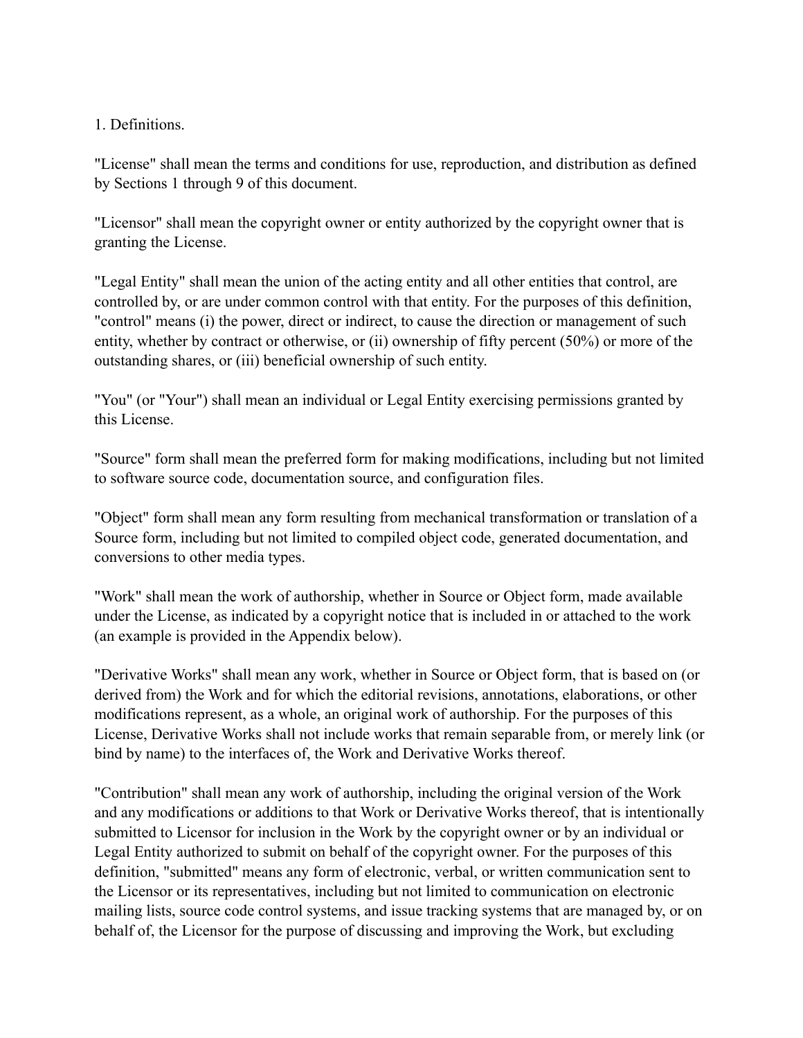1. Definitions.

"License" shall mean the terms and conditions for use, reproduction, and distribution as defined by Sections 1 through 9 of this document.

"Licensor" shall mean the copyright owner or entity authorized by the copyright owner that is granting the License.

"Legal Entity" shall mean the union of the acting entity and all other entities that control, are controlled by, or are under common control with that entity. For the purposes of this definition, "control" means (i) the power, direct or indirect, to cause the direction or management of such entity, whether by contract or otherwise, or (ii) ownership of fifty percent (50%) or more of the outstanding shares, or (iii) beneficial ownership of such entity.

"You" (or "Your") shall mean an individual or Legal Entity exercising permissions granted by this License.

"Source" form shall mean the preferred form for making modifications, including but not limited to software source code, documentation source, and configuration files.

"Object" form shall mean any form resulting from mechanical transformation or translation of a Source form, including but not limited to compiled object code, generated documentation, and conversions to other media types.

"Work" shall mean the work of authorship, whether in Source or Object form, made available under the License, as indicated by a copyright notice that is included in or attached to the work (an example is provided in the Appendix below).

"Derivative Works" shall mean any work, whether in Source or Object form, that is based on (or derived from) the Work and for which the editorial revisions, annotations, elaborations, or other modifications represent, as a whole, an original work of authorship. For the purposes of this License, Derivative Works shall not include works that remain separable from, or merely link (or bind by name) to the interfaces of, the Work and Derivative Works thereof.

"Contribution" shall mean any work of authorship, including the original version of the Work and any modifications or additions to that Work or Derivative Works thereof, that is intentionally submitted to Licensor for inclusion in the Work by the copyright owner or by an individual or Legal Entity authorized to submit on behalf of the copyright owner. For the purposes of this definition, "submitted" means any form of electronic, verbal, or written communication sent to the Licensor or its representatives, including but not limited to communication on electronic mailing lists, source code control systems, and issue tracking systems that are managed by, or on behalf of, the Licensor for the purpose of discussing and improving the Work, but excluding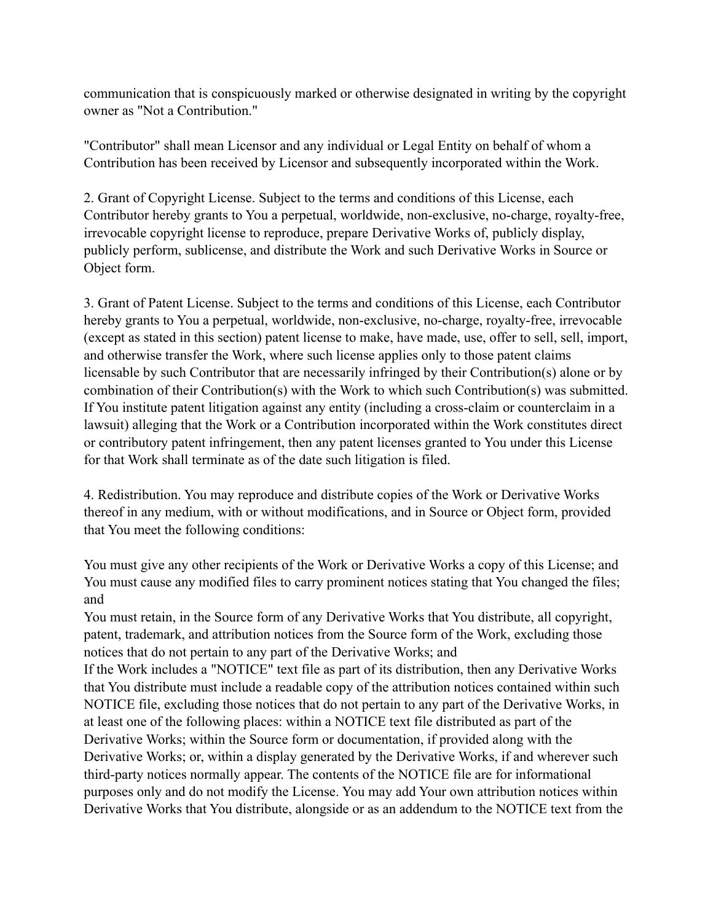communication that is conspicuously marked or otherwise designated in writing by the copyright owner as "Not a Contribution."

"Contributor" shall mean Licensor and any individual or Legal Entity on behalf of whom a Contribution has been received by Licensor and subsequently incorporated within the Work.

2. Grant of Copyright License. Subject to the terms and conditions of this License, each Contributor hereby grants to You a perpetual, worldwide, non-exclusive, no-charge, royalty-free, irrevocable copyright license to reproduce, prepare Derivative Works of, publicly display, publicly perform, sublicense, and distribute the Work and such Derivative Works in Source or Object form.

3. Grant of Patent License. Subject to the terms and conditions of this License, each Contributor hereby grants to You a perpetual, worldwide, non-exclusive, no-charge, royalty-free, irrevocable (except as stated in this section) patent license to make, have made, use, offer to sell, sell, import, and otherwise transfer the Work, where such license applies only to those patent claims licensable by such Contributor that are necessarily infringed by their Contribution(s) alone or by combination of their Contribution(s) with the Work to which such Contribution(s) was submitted. If You institute patent litigation against any entity (including a cross-claim or counterclaim in a lawsuit) alleging that the Work or a Contribution incorporated within the Work constitutes direct or contributory patent infringement, then any patent licenses granted to You under this License for that Work shall terminate as of the date such litigation is filed.

4. Redistribution. You may reproduce and distribute copies of the Work or Derivative Works thereof in any medium, with or without modifications, and in Source or Object form, provided that You meet the following conditions:

You must give any other recipients of the Work or Derivative Works a copy of this License; and
You must cause any modified files to carry prominent notices stating that You changed the files; and
You must retain, in the Source form of any Derivative Works that You distribute, all copyright, patent, trademark, and attribution notices from the Source form of the Work, excluding those notices that do not pertain to any part of the Derivative Works; and
If the Work includes a "NOTICE" text file as part of its distribution, then any Derivative Works that You distribute must include a readable copy of the attribution notices contained within such NOTICE file, excluding those notices that do not pertain to any part of the Derivative Works, in at least one of the following places: within a NOTICE text file distributed as part of the Derivative Works; within the Source form or documentation, if provided along with the Derivative Works; or, within a display generated by the Derivative Works, if and wherever such third-party notices normally appear. The contents of the NOTICE file are for informational purposes only and do not modify the License. You may add Your own attribution notices within Derivative Works that You distribute, alongside or as an addendum to the NOTICE text from the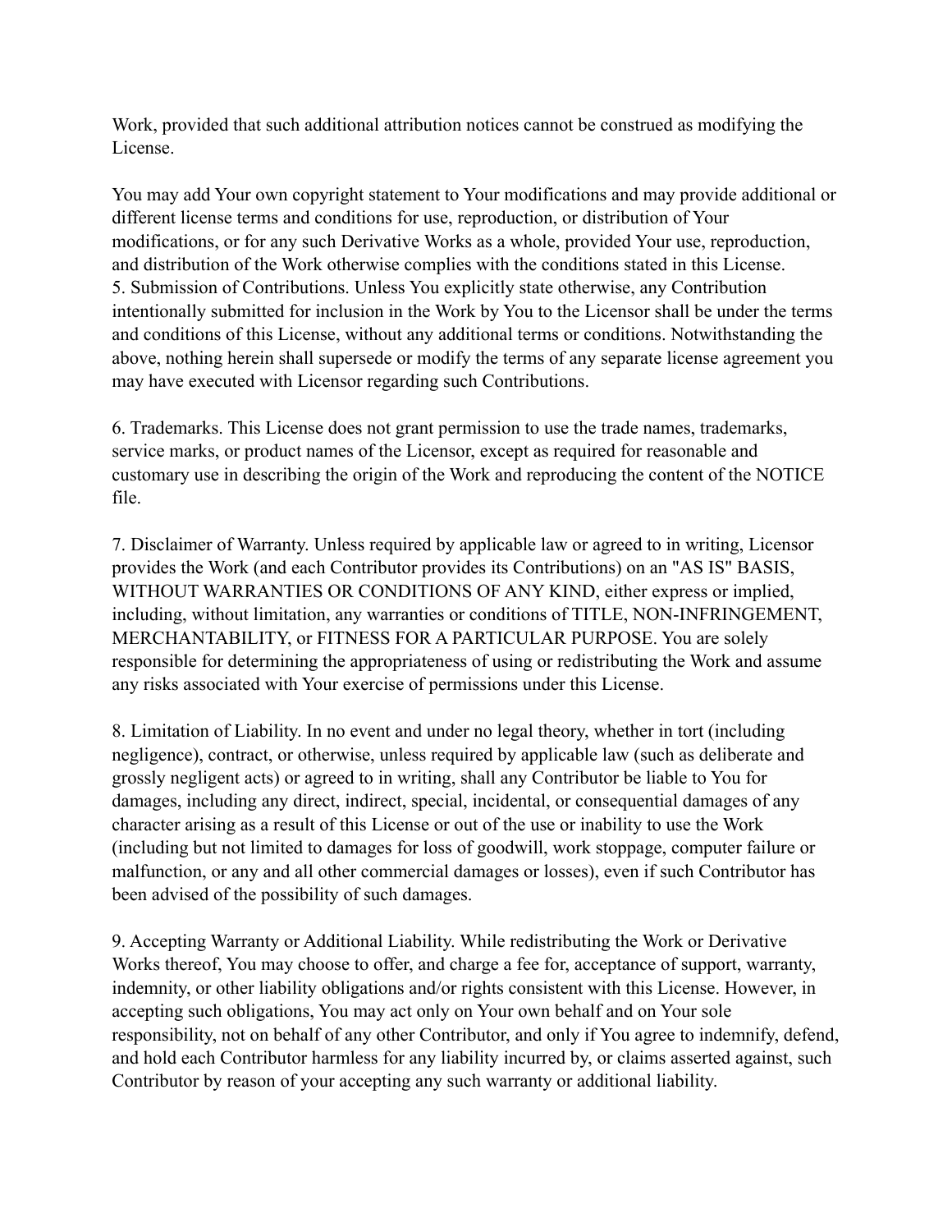Work, provided that such additional attribution notices cannot be construed as modifying the License.

You may add Your own copyright statement to Your modifications and may provide additional or different license terms and conditions for use, reproduction, or distribution of Your modifications, or for any such Derivative Works as a whole, provided Your use, reproduction, and distribution of the Work otherwise complies with the conditions stated in this License.

5. Submission of Contributions. Unless You explicitly state otherwise, any Contribution intentionally submitted for inclusion in the Work by You to the Licensor shall be under the terms and conditions of this License, without any additional terms or conditions. Notwithstanding the above, nothing herein shall supersede or modify the terms of any separate license agreement you may have executed with Licensor regarding such Contributions.

6. Trademarks. This License does not grant permission to use the trade names, trademarks, service marks, or product names of the Licensor, except as required for reasonable and customary use in describing the origin of the Work and reproducing the content of the NOTICE file.

7. Disclaimer of Warranty. Unless required by applicable law or agreed to in writing, Licensor provides the Work (and each Contributor provides its Contributions) on an "AS IS" BASIS, WITHOUT WARRANTIES OR CONDITIONS OF ANY KIND, either express or implied, including, without limitation, any warranties or conditions of TITLE, NON-INFRINGEMENT, MERCHANTABILITY, or FITNESS FOR A PARTICULAR PURPOSE. You are solely responsible for determining the appropriateness of using or redistributing the Work and assume any risks associated with Your exercise of permissions under this License.

8. Limitation of Liability. In no event and under no legal theory, whether in tort (including negligence), contract, or otherwise, unless required by applicable law (such as deliberate and grossly negligent acts) or agreed to in writing, shall any Contributor be liable to You for damages, including any direct, indirect, special, incidental, or consequential damages of any character arising as a result of this License or out of the use or inability to use the Work (including but not limited to damages for loss of goodwill, work stoppage, computer failure or malfunction, or any and all other commercial damages or losses), even if such Contributor has been advised of the possibility of such damages.

9. Accepting Warranty or Additional Liability. While redistributing the Work or Derivative Works thereof, You may choose to offer, and charge a fee for, acceptance of support, warranty, indemnity, or other liability obligations and/or rights consistent with this License. However, in accepting such obligations, You may act only on Your own behalf and on Your sole responsibility, not on behalf of any other Contributor, and only if You agree to indemnify, defend, and hold each Contributor harmless for any liability incurred by, or claims asserted against, such Contributor by reason of your accepting any such warranty or additional liability.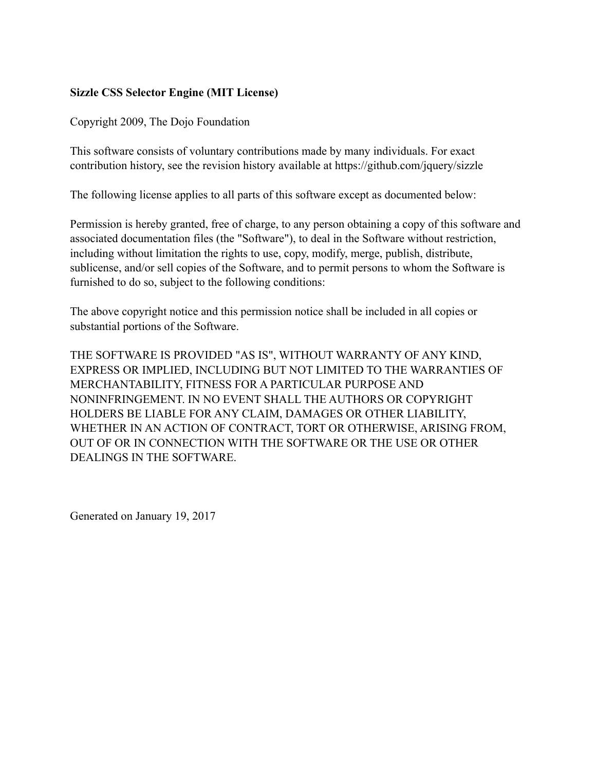**Sizzle CSS Selector Engine (MIT License)**

Copyright 2009, The Dojo Foundation

This software consists of voluntary contributions made by many individuals. For exact contribution history, see the revision history available at https://github.com/jquery/sizzle

The following license applies to all parts of this software except as documented below:

Permission is hereby granted, free of charge, to any person obtaining a copy of this software and associated documentation files (the "Software"), to deal in the Software without restriction, including without limitation the rights to use, copy, modify, merge, publish, distribute, sublicense, and/or sell copies of the Software, and to permit persons to whom the Software is furnished to do so, subject to the following conditions:

The above copyright notice and this permission notice shall be included in all copies or substantial portions of the Software.

THE SOFTWARE IS PROVIDED "AS IS", WITHOUT WARRANTY OF ANY KIND, EXPRESS OR IMPLIED, INCLUDING BUT NOT LIMITED TO THE WARRANTIES OF MERCHANTABILITY, FITNESS FOR A PARTICULAR PURPOSE AND NONINFRINGEMENT. IN NO EVENT SHALL THE AUTHORS OR COPYRIGHT HOLDERS BE LIABLE FOR ANY CLAIM, DAMAGES OR OTHER LIABILITY, WHETHER IN AN ACTION OF CONTRACT, TORT OR OTHERWISE, ARISING FROM, OUT OF OR IN CONNECTION WITH THE SOFTWARE OR THE USE OR OTHER DEALINGS IN THE SOFTWARE.

Generated on January 19, 2017